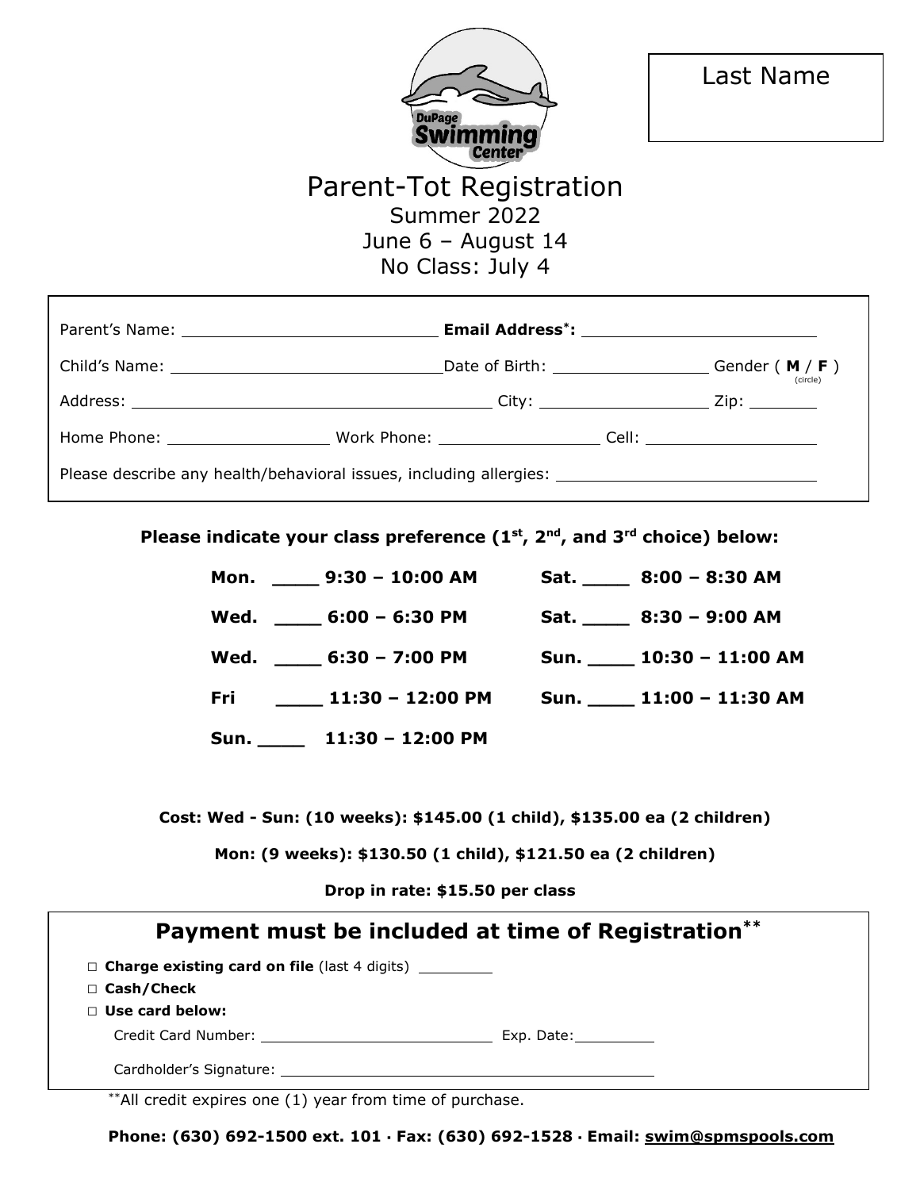Last Name

DuPage Swimming Center

# Parent-Tot Registration

Summer 2022
June 6 – August 14
No Class: July 4

Parent's Name: ____________________ **Email Address*:** ____________________

Child's Name: ____________________ Date of Birth: ______________ Gender ( **M** / **F** ) (circle)

Address: ______________________________ City: ______________ Zip: ________

Home Phone: ______________ Work Phone: ______________ Cell: ______________

Please describe any health/behavioral issues, including allergies: ____________________

**Please indicate your class preference (1st, 2nd, and 3rd choice) below:**

| | |
|---|---|
| **Mon. ____ 9:30 – 10:00 AM** | **Sat. ____ 8:00 – 8:30 AM** |
| **Wed. ____ 6:00 – 6:30 PM** | **Sat. ____ 8:30 – 9:00 AM** |
| **Wed. ____ 6:30 – 7:00 PM** | **Sun. ____ 10:30 – 11:00 AM** |
| **Fri ____ 11:30 – 12:00 PM** | **Sun. ____ 11:00 – 11:30 AM** |
| **Sun. ____ 11:30 – 12:00 PM** | |

**Cost: Wed - Sun: (10 weeks): $145.00 (1 child), $135.00 ea (2 children)**

**Mon: (9 weeks): $130.50 (1 child), $121.50 ea (2 children)**

**Drop in rate: $15.50 per class**

## Payment must be included at time of Registration**

- □ **Charge existing card on file** (last 4 digits) ________
- □ **Cash/Check**
- □ **Use card below:**

  Credit Card Number: ____________________ Exp. Date: ________

  Cardholder's Signature: ______________________________

**All credit expires one (1) year from time of purchase.

**Phone: (630) 692-1500 ext. 101 · Fax: (630) 692-1528 · Email: swim@spmspools.com**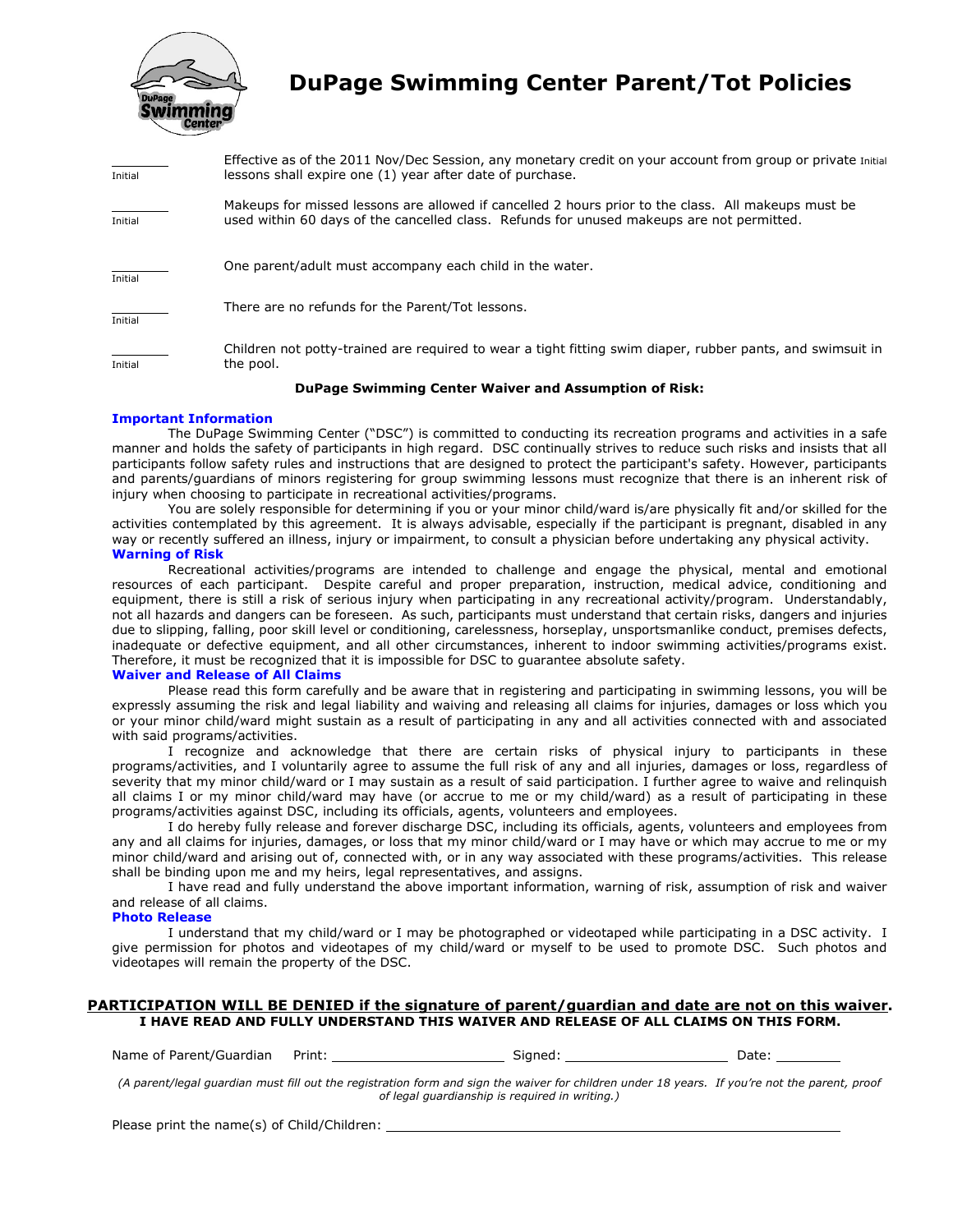# DuPage Swimming Center Parent/Tot Policies

| | |
|---|---|
| _______ Initial | Effective as of the 2011 Nov/Dec Session, any monetary credit on your account from group or private Initial lessons shall expire one (1) year after date of purchase. |
| _______ Initial | Makeups for missed lessons are allowed if cancelled 2 hours prior to the class. All makeups must be used within 60 days of the cancelled class. Refunds for unused makeups are not permitted. |
| _______ Initial | One parent/adult must accompany each child in the water. |
| _______ Initial | There are no refunds for the Parent/Tot lessons. |
| _______ Initial | Children not potty-trained are required to wear a tight fitting swim diaper, rubber pants, and swimsuit in the pool. |

**DuPage Swimming Center Waiver and Assumption of Risk:**

**Important Information**

The DuPage Swimming Center ("DSC") is committed to conducting its recreation programs and activities in a safe manner and holds the safety of participants in high regard. DSC continually strives to reduce such risks and insists that all participants follow safety rules and instructions that are designed to protect the participant's safety. However, participants and parents/guardians of minors registering for group swimming lessons must recognize that there is an inherent risk of injury when choosing to participate in recreational activities/programs.

You are solely responsible for determining if you or your minor child/ward is/are physically fit and/or skilled for the activities contemplated by this agreement. It is always advisable, especially if the participant is pregnant, disabled in any way or recently suffered an illness, injury or impairment, to consult a physician before undertaking any physical activity.

**Warning of Risk**

Recreational activities/programs are intended to challenge and engage the physical, mental and emotional resources of each participant. Despite careful and proper preparation, instruction, medical advice, conditioning and equipment, there is still a risk of serious injury when participating in any recreational activity/program. Understandably, not all hazards and dangers can be foreseen. As such, participants must understand that certain risks, dangers and injuries due to slipping, falling, poor skill level or conditioning, carelessness, horseplay, unsportsmanlike conduct, premises defects, inadequate or defective equipment, and all other circumstances, inherent to indoor swimming activities/programs exist. Therefore, it must be recognized that it is impossible for DSC to guarantee absolute safety.

**Waiver and Release of All Claims**

Please read this form carefully and be aware that in registering and participating in swimming lessons, you will be expressly assuming the risk and legal liability and waiving and releasing all claims for injuries, damages or loss which you or your minor child/ward might sustain as a result of participating in any and all activities connected with and associated with said programs/activities.

I recognize and acknowledge that there are certain risks of physical injury to participants in these programs/activities, and I voluntarily agree to assume the full risk of any and all injuries, damages or loss, regardless of severity that my minor child/ward or I may sustain as a result of said participation. I further agree to waive and relinquish all claims I or my minor child/ward may have (or accrue to me or my child/ward) as a result of participating in these programs/activities against DSC, including its officials, agents, volunteers and employees.

I do hereby fully release and forever discharge DSC, including its officials, agents, volunteers and employees from any and all claims for injuries, damages, or loss that my minor child/ward or I may have or which may accrue to me or my minor child/ward and arising out of, connected with, or in any way associated with these programs/activities. This release shall be binding upon me and my heirs, legal representatives, and assigns.

I have read and fully understand the above important information, warning of risk, assumption of risk and waiver and release of all claims.

**Photo Release**

I understand that my child/ward or I may be photographed or videotaped while participating in a DSC activity. I give permission for photos and videotapes of my child/ward or myself to be used to promote DSC. Such photos and videotapes will remain the property of the DSC.

**PARTICIPATION WILL BE DENIED if the signature of parent/guardian and date are not on this waiver.**

**I HAVE READ AND FULLY UNDERSTAND THIS WAIVER AND RELEASE OF ALL CLAIMS ON THIS FORM.**

Name of Parent/Guardian Print: ____________________ Signed: ____________________ Date: ________

*(A parent/legal guardian must fill out the registration form and sign the waiver for children under 18 years. If you're not the parent, proof of legal guardianship is required in writing.)*

Please print the name(s) of Child/Children: ______________________________________________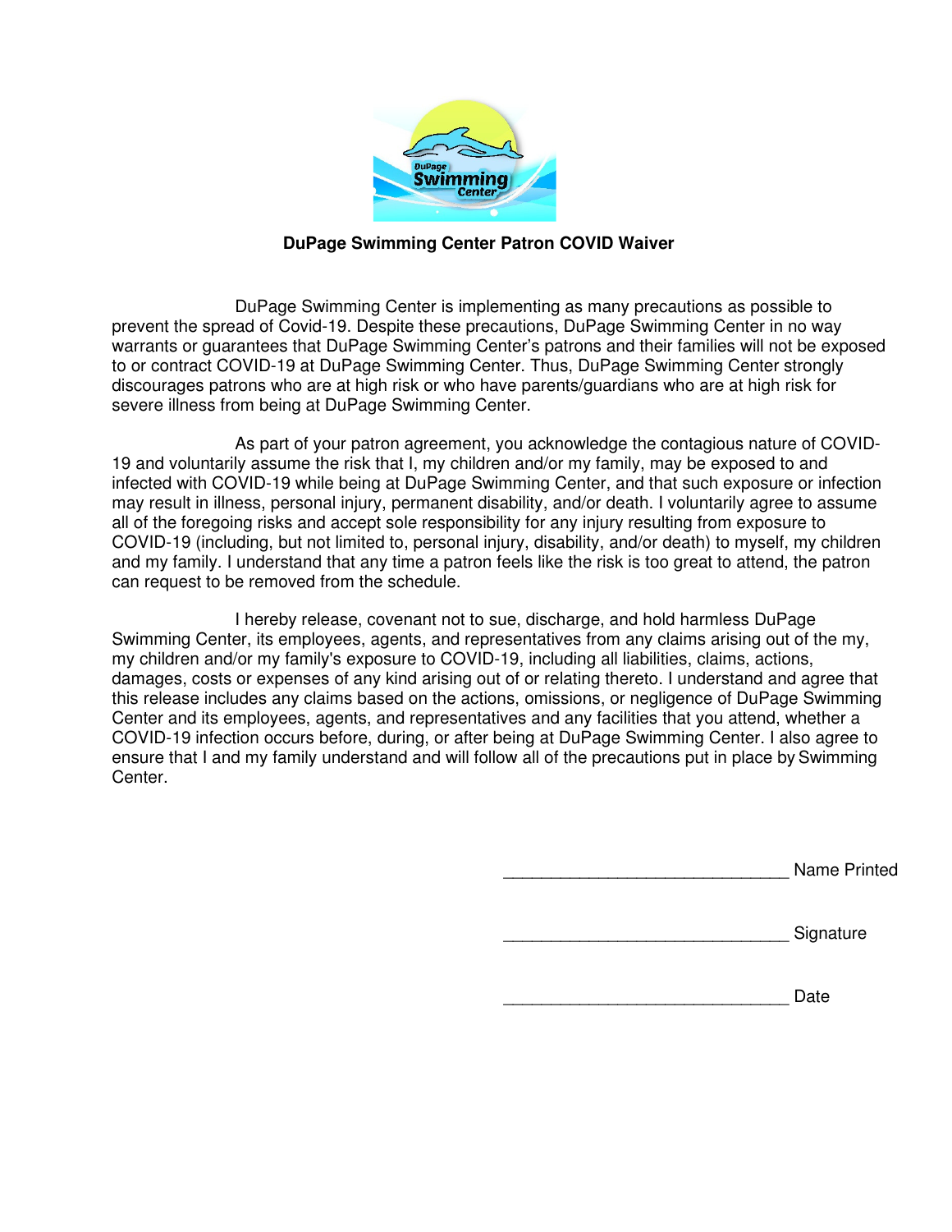**DuPage Swimming Center Patron COVID Waiver**

DuPage Swimming Center is implementing as many precautions as possible to prevent the spread of Covid-19. Despite these precautions, DuPage Swimming Center in no way warrants or guarantees that DuPage Swimming Center's patrons and their families will not be exposed to or contract COVID-19 at DuPage Swimming Center. Thus, DuPage Swimming Center strongly discourages patrons who are at high risk or who have parents/guardians who are at high risk for severe illness from being at DuPage Swimming Center.

As part of your patron agreement, you acknowledge the contagious nature of COVID-19 and voluntarily assume the risk that I, my children and/or my family, may be exposed to and infected with COVID-19 while being at DuPage Swimming Center, and that such exposure or infection may result in illness, personal injury, permanent disability, and/or death. I voluntarily agree to assume all of the foregoing risks and accept sole responsibility for any injury resulting from exposure to COVID-19 (including, but not limited to, personal injury, disability, and/or death) to myself, my children and my family. I understand that any time a patron feels like the risk is too great to attend, the patron can request to be removed from the schedule.

I hereby release, covenant not to sue, discharge, and hold harmless DuPage Swimming Center, its employees, agents, and representatives from any claims arising out of the my, my children and/or my family's exposure to COVID-19, including all liabilities, claims, actions, damages, costs or expenses of any kind arising out of or relating thereto. I understand and agree that this release includes any claims based on the actions, omissions, or negligence of DuPage Swimming Center and its employees, agents, and representatives and any facilities that you attend, whether a COVID-19 infection occurs before, during, or after being at DuPage Swimming Center. I also agree to ensure that I and my family understand and will follow all of the precautions put in place by Swimming Center.

______________________________ Name Printed

______________________________ Signature

______________________________ Date